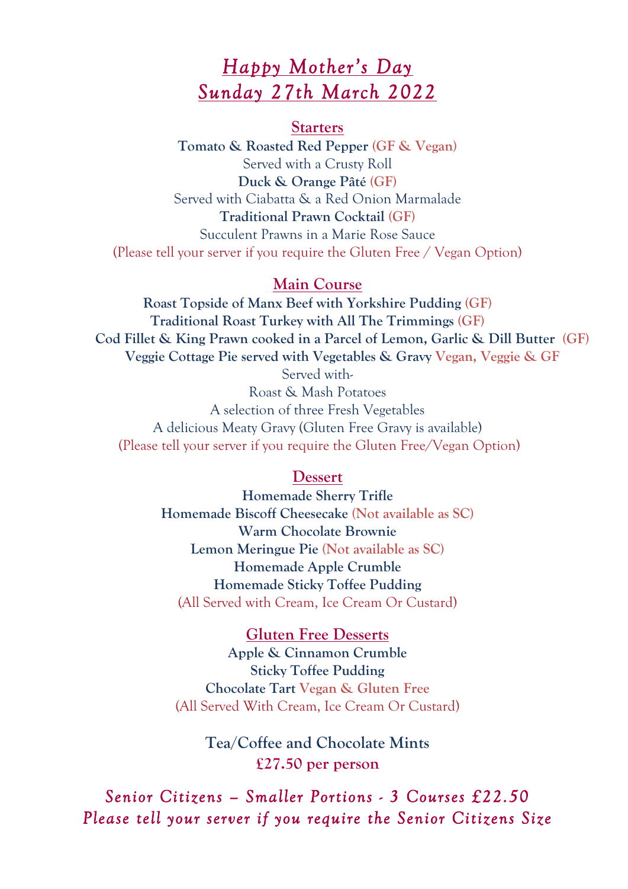# *Happy Mother's Day*
# *Sunday 27th March 2022*

## Starters

**Tomato & Roasted Red Pepper** (GF & Vegan)
Served with a Crusty Roll

**Duck & Orange Pâté** (GF)
Served with Ciabatta & a Red Onion Marmalade

**Traditional Prawn Cocktail** (GF)
Succulent Prawns in a Marie Rose Sauce

(Please tell your server if you require the Gluten Free / Vegan Option)

## Main Course

**Roast Topside of Manx Beef with Yorkshire Pudding** (GF)
**Traditional Roast Turkey with All The Trimmings** (GF)
**Cod Fillet & King Prawn cooked in a Parcel of Lemon, Garlic & Dill Butter** (GF)
**Veggie Cottage Pie served with Vegetables & Gravy** Vegan, Veggie & GF

Served with-
Roast & Mash Potatoes
A selection of three Fresh Vegetables
A delicious Meaty Gravy (Gluten Free Gravy is available)

(Please tell your server if you require the Gluten Free/Vegan Option)

## Dessert

**Homemade Sherry Trifle**
**Homemade Biscoff Cheesecake** (Not available as SC)
**Warm Chocolate Brownie**
**Lemon Meringue Pie** (Not available as SC)
**Homemade Apple Crumble**
**Homemade Sticky Toffee Pudding**

(All Served with Cream, Ice Cream Or Custard)

## Gluten Free Desserts

**Apple & Cinnamon Crumble**
**Sticky Toffee Pudding**
**Chocolate Tart** Vegan & Gluten Free

(All Served With Cream, Ice Cream Or Custard)

**Tea/Coffee and Chocolate Mints**
**£27.50 per person**

*Senior Citizens – Smaller Portions - 3 Courses £22.50*
*Please tell your server if you require the Senior Citizens Size*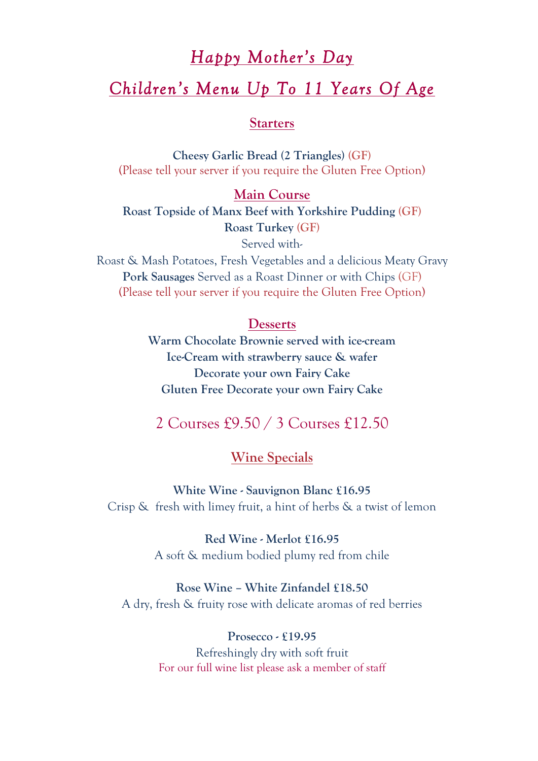# *Happy Mother's Day*

# *Children's Menu Up To 11 Years Of Age*

## Starters

**Cheesy Garlic Bread (2 Triangles)** (GF)
(Please tell your server if you require the Gluten Free Option)

## Main Course

**Roast Topside of Manx Beef with Yorkshire Pudding** (GF)
**Roast Turkey** (GF)
Served with-
Roast & Mash Potatoes, Fresh Vegetables and a delicious Meaty Gravy
**Pork Sausages** Served as a Roast Dinner or with Chips (GF)
(Please tell your server if you require the Gluten Free Option)

## Desserts

**Warm Chocolate Brownie served with ice-cream**
**Ice-Cream with strawberry sauce & wafer**
**Decorate your own Fairy Cake**
**Gluten Free Decorate your own Fairy Cake**

2 Courses £9.50 / 3 Courses £12.50

## Wine Specials

**White Wine - Sauvignon Blanc £16.95**
Crisp & fresh with limey fruit, a hint of herbs & a twist of lemon

**Red Wine - Merlot £16.95**
A soft & medium bodied plumy red from chile

**Rose Wine – White Zinfandel £18.50**
A dry, fresh & fruity rose with delicate aromas of red berries

**Prosecco - £19.95**
Refreshingly dry with soft fruit
For our full wine list please ask a member of staff